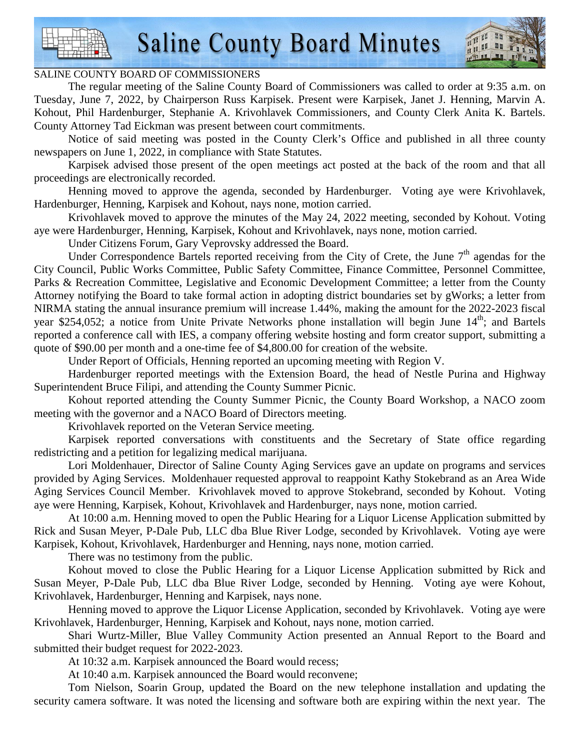# Saline County Board Minutes

SALINE COUNTY BOARD OF COMMISSIONERS

The regular meeting of the Saline County Board of Commissioners was called to order at 9:35 a.m. on Tuesday, June 7, 2022, by Chairperson Russ Karpisek. Present were Karpisek, Janet J. Henning, Marvin A. Kohout, Phil Hardenburger, Stephanie A. Krivohlavek Commissioners, and County Clerk Anita K. Bartels. County Attorney Tad Eickman was present between court commitments.

Notice of said meeting was posted in the County Clerk's Office and published in all three county newspapers on June 1, 2022, in compliance with State Statutes.

Karpisek advised those present of the open meetings act posted at the back of the room and that all proceedings are electronically recorded.

Henning moved to approve the agenda, seconded by Hardenburger. Voting aye were Krivohlavek, Hardenburger, Henning, Karpisek and Kohout, nays none, motion carried.

Krivohlavek moved to approve the minutes of the May 24, 2022 meeting, seconded by Kohout. Voting aye were Hardenburger, Henning, Karpisek, Kohout and Krivohlavek, nays none, motion carried.

Under Citizens Forum, Gary Veprovsky addressed the Board.

Under Correspondence Bartels reported receiving from the City of Crete, the June 7th agendas for the City Council, Public Works Committee, Public Safety Committee, Finance Committee, Personnel Committee, Parks & Recreation Committee, Legislative and Economic Development Committee; a letter from the County Attorney notifying the Board to take formal action in adopting district boundaries set by gWorks; a letter from NIRMA stating the annual insurance premium will increase 1.44%, making the amount for the 2022-2023 fiscal year $254,052; a notice from Unite Private Networks phone installation will begin June 14th; and Bartels reported a conference call with IES, a company offering website hosting and form creator support, submitting a quote of $90.00 per month and a one-time fee of $4,800.00 for creation of the website.

Under Report of Officials, Henning reported an upcoming meeting with Region V.

Hardenburger reported meetings with the Extension Board, the head of Nestle Purina and Highway Superintendent Bruce Filipi, and attending the County Summer Picnic.

Kohout reported attending the County Summer Picnic, the County Board Workshop, a NACO zoom meeting with the governor and a NACO Board of Directors meeting.

Krivohlavek reported on the Veteran Service meeting.

Karpisek reported conversations with constituents and the Secretary of State office regarding redistricting and a petition for legalizing medical marijuana.

Lori Moldenhauer, Director of Saline County Aging Services gave an update on programs and services provided by Aging Services. Moldenhauer requested approval to reappoint Kathy Stokebrand as an Area Wide Aging Services Council Member. Krivohlavek moved to approve Stokebrand, seconded by Kohout. Voting aye were Henning, Karpisek, Kohout, Krivohlavek and Hardenburger, nays none, motion carried.

At 10:00 a.m. Henning moved to open the Public Hearing for a Liquor License Application submitted by Rick and Susan Meyer, P-Dale Pub, LLC dba Blue River Lodge, seconded by Krivohlavek. Voting aye were Karpisek, Kohout, Krivohlavek, Hardenburger and Henning, nays none, motion carried.

There was no testimony from the public.

Kohout moved to close the Public Hearing for a Liquor License Application submitted by Rick and Susan Meyer, P-Dale Pub, LLC dba Blue River Lodge, seconded by Henning. Voting aye were Kohout, Krivohlavek, Hardenburger, Henning and Karpisek, nays none.

Henning moved to approve the Liquor License Application, seconded by Krivohlavek. Voting aye were Krivohlavek, Hardenburger, Henning, Karpisek and Kohout, nays none, motion carried.

Shari Wurtz-Miller, Blue Valley Community Action presented an Annual Report to the Board and submitted their budget request for 2022-2023.

At 10:32 a.m. Karpisek announced the Board would recess;

At 10:40 a.m. Karpisek announced the Board would reconvene;

Tom Nielson, Soarin Group, updated the Board on the new telephone installation and updating the security camera software. It was noted the licensing and software both are expiring within the next year. The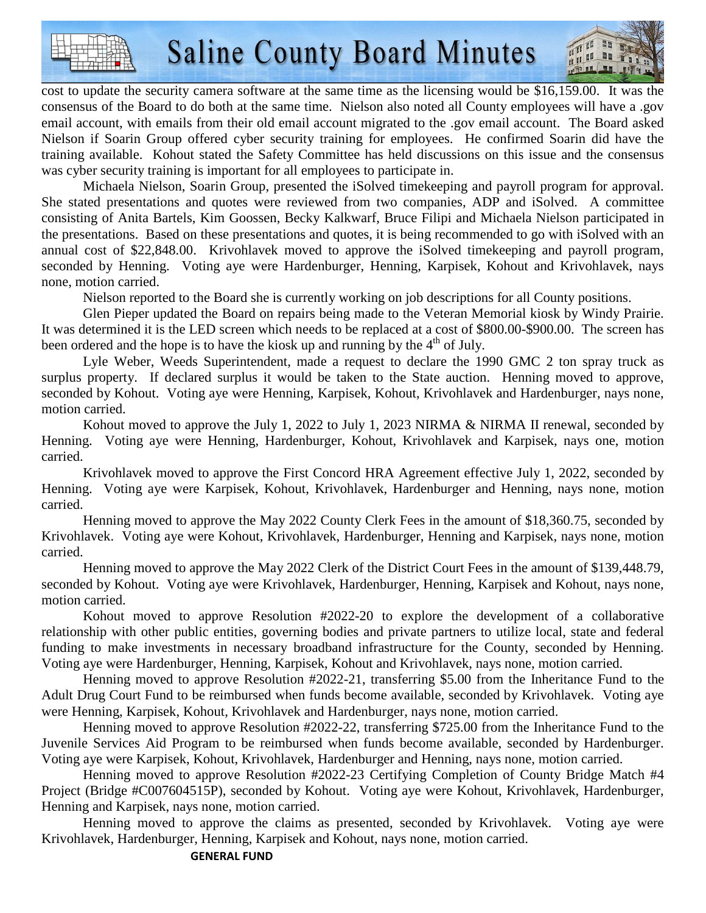cost to update the security camera software at the same time as the licensing would be $16,159.00. It was the consensus of the Board to do both at the same time. Nielson also noted all County employees will have a .gov email account, with emails from their old email account migrated to the .gov email account. The Board asked Nielson if Soarin Group offered cyber security training for employees. He confirmed Soarin did have the training available. Kohout stated the Safety Committee has held discussions on this issue and the consensus was cyber security training is important for all employees to participate in.

Michaela Nielson, Soarin Group, presented the iSolved timekeeping and payroll program for approval. She stated presentations and quotes were reviewed from two companies, ADP and iSolved. A committee consisting of Anita Bartels, Kim Goossen, Becky Kalkwarf, Bruce Filipi and Michaela Nielson participated in the presentations. Based on these presentations and quotes, it is being recommended to go with iSolved with an annual cost of $22,848.00. Krivohlavek moved to approve the iSolved timekeeping and payroll program, seconded by Henning. Voting aye were Hardenburger, Henning, Karpisek, Kohout and Krivohlavek, nays none, motion carried.

Nielson reported to the Board she is currently working on job descriptions for all County positions.

Glen Pieper updated the Board on repairs being made to the Veteran Memorial kiosk by Windy Prairie. It was determined it is the LED screen which needs to be replaced at a cost of $800.00-$900.00. The screen has been ordered and the hope is to have the kiosk up and running by the 4th of July.

Lyle Weber, Weeds Superintendent, made a request to declare the 1990 GMC 2 ton spray truck as surplus property. If declared surplus it would be taken to the State auction. Henning moved to approve, seconded by Kohout. Voting aye were Henning, Karpisek, Kohout, Krivohlavek and Hardenburger, nays none, motion carried.

Kohout moved to approve the July 1, 2022 to July 1, 2023 NIRMA & NIRMA II renewal, seconded by Henning. Voting aye were Henning, Hardenburger, Kohout, Krivohlavek and Karpisek, nays one, motion carried.

Krivohlavek moved to approve the First Concord HRA Agreement effective July 1, 2022, seconded by Henning. Voting aye were Karpisek, Kohout, Krivohlavek, Hardenburger and Henning, nays none, motion carried.

Henning moved to approve the May 2022 County Clerk Fees in the amount of $18,360.75, seconded by Krivohlavek. Voting aye were Kohout, Krivohlavek, Hardenburger, Henning and Karpisek, nays none, motion carried.

Henning moved to approve the May 2022 Clerk of the District Court Fees in the amount of $139,448.79, seconded by Kohout. Voting aye were Krivohlavek, Hardenburger, Henning, Karpisek and Kohout, nays none, motion carried.

Kohout moved to approve Resolution #2022-20 to explore the development of a collaborative relationship with other public entities, governing bodies and private partners to utilize local, state and federal funding to make investments in necessary broadband infrastructure for the County, seconded by Henning. Voting aye were Hardenburger, Henning, Karpisek, Kohout and Krivohlavek, nays none, motion carried.

Henning moved to approve Resolution #2022-21, transferring $5.00 from the Inheritance Fund to the Adult Drug Court Fund to be reimbursed when funds become available, seconded by Krivohlavek. Voting aye were Henning, Karpisek, Kohout, Krivohlavek and Hardenburger, nays none, motion carried.

Henning moved to approve Resolution #2022-22, transferring $725.00 from the Inheritance Fund to the Juvenile Services Aid Program to be reimbursed when funds become available, seconded by Hardenburger. Voting aye were Karpisek, Kohout, Krivohlavek, Hardenburger and Henning, nays none, motion carried.

Henning moved to approve Resolution #2022-23 Certifying Completion of County Bridge Match #4 Project (Bridge #C007604515P), seconded by Kohout. Voting aye were Kohout, Krivohlavek, Hardenburger, Henning and Karpisek, nays none, motion carried.

Henning moved to approve the claims as presented, seconded by Krivohlavek. Voting aye were Krivohlavek, Hardenburger, Henning, Karpisek and Kohout, nays none, motion carried.

**GENERAL FUND**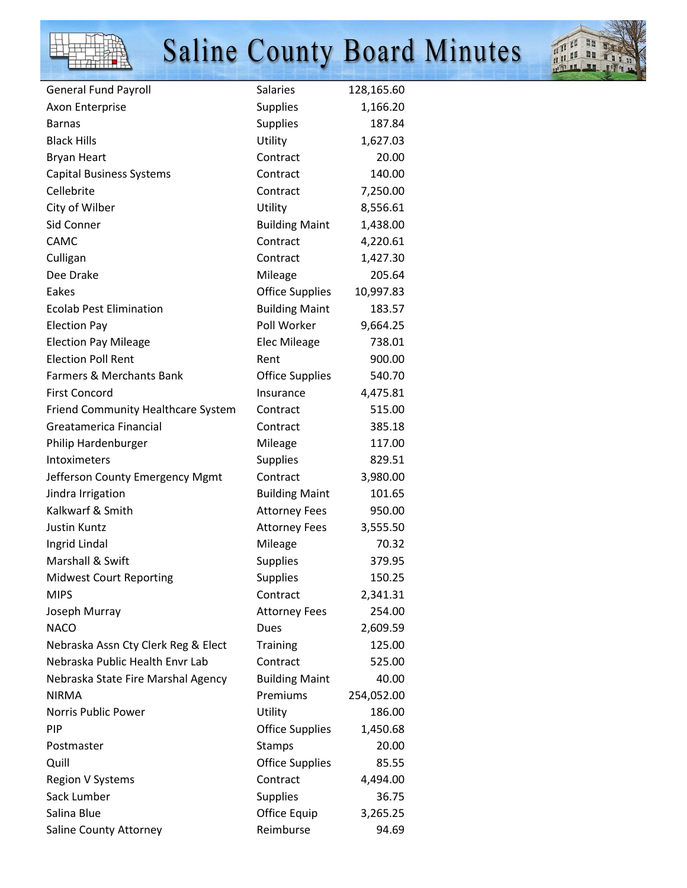| | | |
|---|---|---|
| General Fund Payroll | Salaries | 128,165.60 |
| Axon Enterprise | Supplies | 1,166.20 |
| Barnas | Supplies | 187.84 |
| Black Hills | Utility | 1,627.03 |
| Bryan Heart | Contract | 20.00 |
| Capital Business Systems | Contract | 140.00 |
| Cellebrite | Contract | 7,250.00 |
| City of Wilber | Utility | 8,556.61 |
| Sid Conner | Building Maint | 1,438.00 |
| CAMC | Contract | 4,220.61 |
| Culligan | Contract | 1,427.30 |
| Dee Drake | Mileage | 205.64 |
| Eakes | Office Supplies | 10,997.83 |
| Ecolab Pest Elimination | Building Maint | 183.57 |
| Election Pay | Poll Worker | 9,664.25 |
| Election Pay Mileage | Elec Mileage | 738.01 |
| Election Poll Rent | Rent | 900.00 |
| Farmers & Merchants Bank | Office Supplies | 540.70 |
| First Concord | Insurance | 4,475.81 |
| Friend Community Healthcare System | Contract | 515.00 |
| Greatamerica Financial | Contract | 385.18 |
| Philip Hardenburger | Mileage | 117.00 |
| Intoximeters | Supplies | 829.51 |
| Jefferson County Emergency Mgmt | Contract | 3,980.00 |
| Jindra Irrigation | Building Maint | 101.65 |
| Kalkwarf & Smith | Attorney Fees | 950.00 |
| Justin Kuntz | Attorney Fees | 3,555.50 |
| Ingrid Lindal | Mileage | 70.32 |
| Marshall & Swift | Supplies | 379.95 |
| Midwest Court Reporting | Supplies | 150.25 |
| MIPS | Contract | 2,341.31 |
| Joseph Murray | Attorney Fees | 254.00 |
| NACO | Dues | 2,609.59 |
| Nebraska Assn Cty Clerk Reg & Elect | Training | 125.00 |
| Nebraska Public Health Envr Lab | Contract | 525.00 |
| Nebraska State Fire Marshal Agency | Building Maint | 40.00 |
| NIRMA | Premiums | 254,052.00 |
| Norris Public Power | Utility | 186.00 |
| PIP | Office Supplies | 1,450.68 |
| Postmaster | Stamps | 20.00 |
| Quill | Office Supplies | 85.55 |
| Region V Systems | Contract | 4,494.00 |
| Sack Lumber | Supplies | 36.75 |
| Salina Blue | Office Equip | 3,265.25 |
| Saline County Attorney | Reimburse | 94.69 |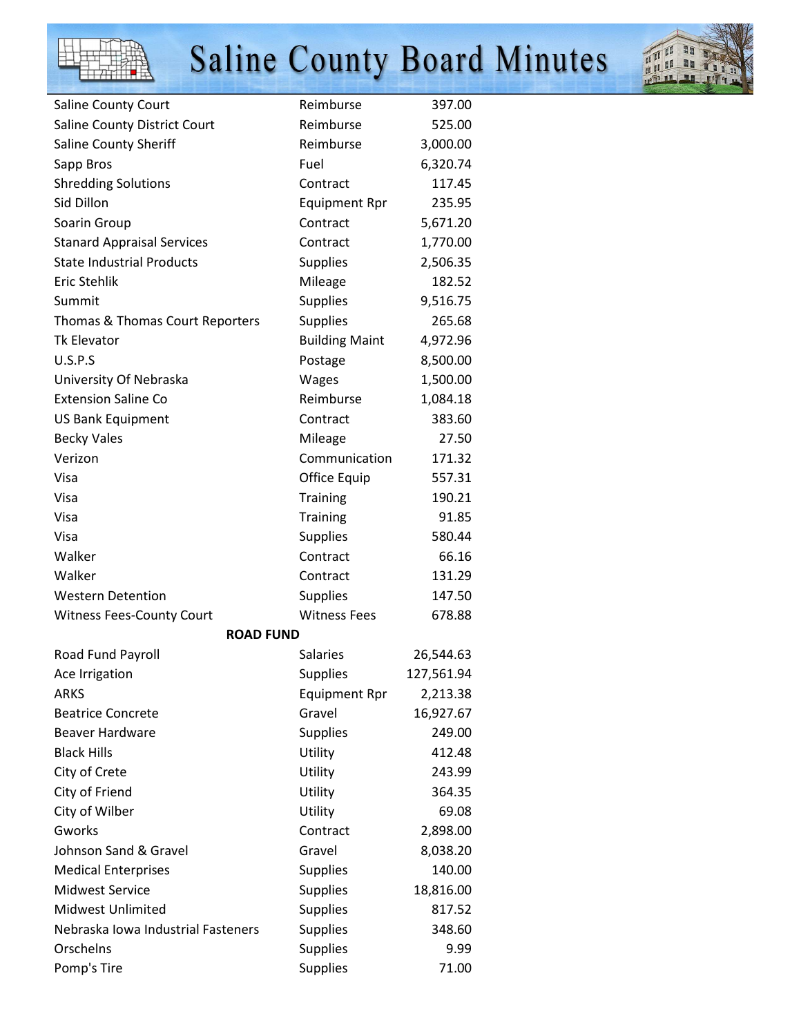| | | |
|---|---|---|
| Saline County Court | Reimburse | 397.00 |
| Saline County District Court | Reimburse | 525.00 |
| Saline County Sheriff | Reimburse | 3,000.00 |
| Sapp Bros | Fuel | 6,320.74 |
| Shredding Solutions | Contract | 117.45 |
| Sid Dillon | Equipment Rpr | 235.95 |
| Soarin Group | Contract | 5,671.20 |
| Stanard Appraisal Services | Contract | 1,770.00 |
| State Industrial Products | Supplies | 2,506.35 |
| Eric Stehlik | Mileage | 182.52 |
| Summit | Supplies | 9,516.75 |
| Thomas & Thomas Court Reporters | Supplies | 265.68 |
| Tk Elevator | Building Maint | 4,972.96 |
| U.S.P.S | Postage | 8,500.00 |
| University Of Nebraska | Wages | 1,500.00 |
| Extension Saline Co | Reimburse | 1,084.18 |
| US Bank Equipment | Contract | 383.60 |
| Becky Vales | Mileage | 27.50 |
| Verizon | Communication | 171.32 |
| Visa | Office Equip | 557.31 |
| Visa | Training | 190.21 |
| Visa | Training | 91.85 |
| Visa | Supplies | 580.44 |
| Walker | Contract | 66.16 |
| Walker | Contract | 131.29 |
| Western Detention | Supplies | 147.50 |
| Witness Fees-County Court | Witness Fees | 678.88 |
| | **ROAD FUND** | |
| Road Fund Payroll | Salaries | 26,544.63 |
| Ace Irrigation | Supplies | 127,561.94 |
| ARKS | Equipment Rpr | 2,213.38 |
| Beatrice Concrete | Gravel | 16,927.67 |
| Beaver Hardware | Supplies | 249.00 |
| Black Hills | Utility | 412.48 |
| City of Crete | Utility | 243.99 |
| City of Friend | Utility | 364.35 |
| City of Wilber | Utility | 69.08 |
| Gworks | Contract | 2,898.00 |
| Johnson Sand & Gravel | Gravel | 8,038.20 |
| Medical Enterprises | Supplies | 140.00 |
| Midwest Service | Supplies | 18,816.00 |
| Midwest Unlimited | Supplies | 817.52 |
| Nebraska Iowa Industrial Fasteners | Supplies | 348.60 |
| Orschelns | Supplies | 9.99 |
| Pomp's Tire | Supplies | 71.00 |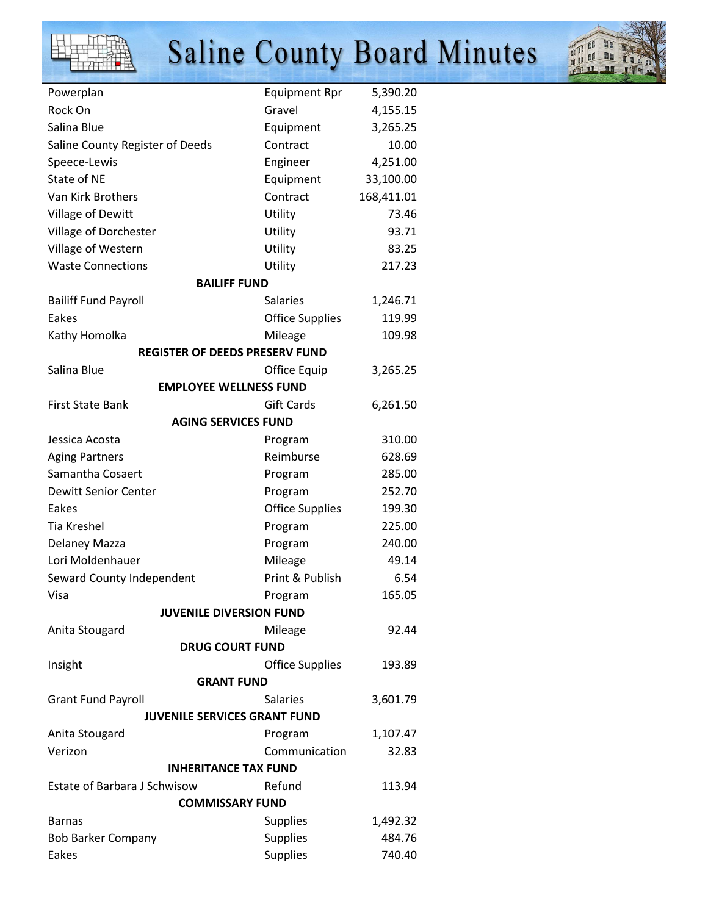| | | |
|---|---|---|
| Powerplan | Equipment Rpr | 5,390.20 |
| Rock On | Gravel | 4,155.15 |
| Salina Blue | Equipment | 3,265.25 |
| Saline County Register of Deeds | Contract | 10.00 |
| Speece-Lewis | Engineer | 4,251.00 |
| State of NE | Equipment | 33,100.00 |
| Van Kirk Brothers | Contract | 168,411.01 |
| Village of Dewitt | Utility | 73.46 |
| Village of Dorchester | Utility | 93.71 |
| Village of Western | Utility | 83.25 |
| Waste Connections | Utility | 217.23 |
| **BAILIFF FUND** | | |
| Bailiff Fund Payroll | Salaries | 1,246.71 |
| Eakes | Office Supplies | 119.99 |
| Kathy Homolka | Mileage | 109.98 |
| **REGISTER OF DEEDS PRESERV FUND** | | |
| Salina Blue | Office Equip | 3,265.25 |
| **EMPLOYEE WELLNESS FUND** | | |
| First State Bank | Gift Cards | 6,261.50 |
| **AGING SERVICES FUND** | | |
| Jessica Acosta | Program | 310.00 |
| Aging Partners | Reimburse | 628.69 |
| Samantha Cosaert | Program | 285.00 |
| Dewitt Senior Center | Program | 252.70 |
| Eakes | Office Supplies | 199.30 |
| Tia Kreshel | Program | 225.00 |
| Delaney Mazza | Program | 240.00 |
| Lori Moldenhauer | Mileage | 49.14 |
| Seward County Independent | Print & Publish | 6.54 |
| Visa | Program | 165.05 |
| **JUVENILE DIVERSION FUND** | | |
| Anita Stougard | Mileage | 92.44 |
| **DRUG COURT FUND** | | |
| Insight | Office Supplies | 193.89 |
| **GRANT FUND** | | |
| Grant Fund Payroll | Salaries | 3,601.79 |
| **JUVENILE SERVICES GRANT FUND** | | |
| Anita Stougard | Program | 1,107.47 |
| Verizon | Communication | 32.83 |
| **INHERITANCE TAX FUND** | | |
| Estate of Barbara J Schwisow | Refund | 113.94 |
| **COMMISSARY FUND** | | |
| Barnas | Supplies | 1,492.32 |
| Bob Barker Company | Supplies | 484.76 |
| Eakes | Supplies | 740.40 |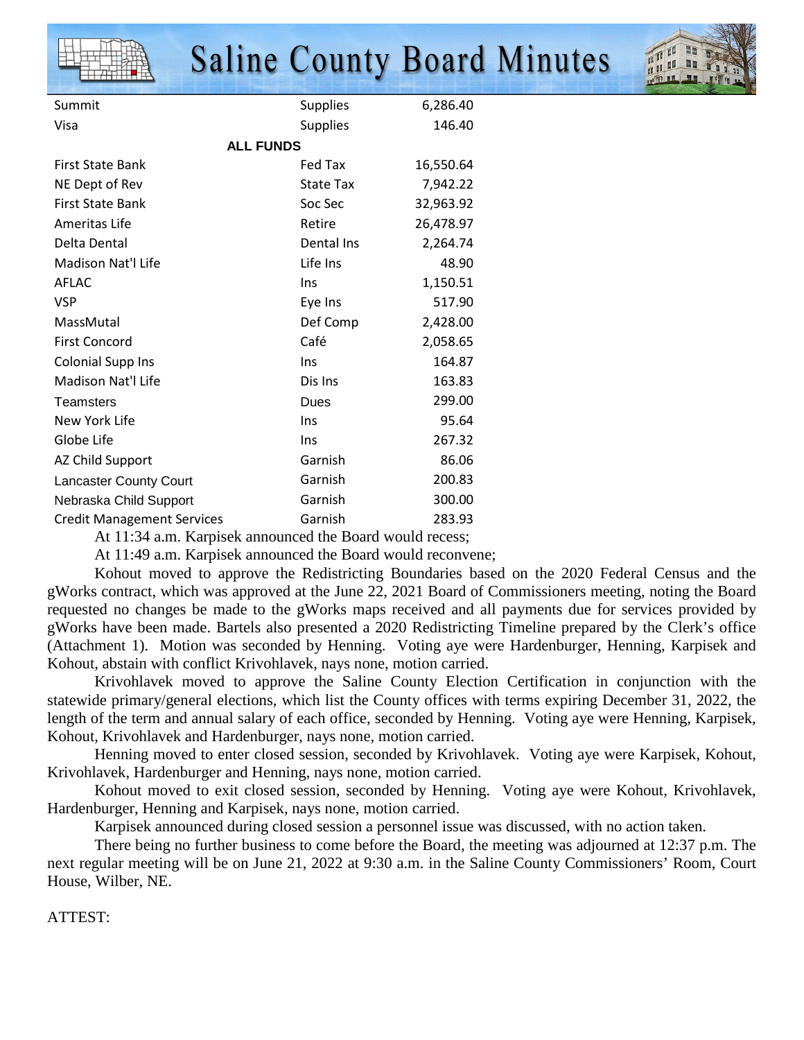| | | |
|---|---|---|
| Summit | Supplies | 6,286.40 |
| Visa | Supplies | 146.40 |
| **ALL FUNDS** | | |
| First State Bank | Fed Tax | 16,550.64 |
| NE Dept of Rev | State Tax | 7,942.22 |
| First State Bank | Soc Sec | 32,963.92 |
| Ameritas Life | Retire | 26,478.97 |
| Delta Dental | Dental Ins | 2,264.74 |
| Madison Nat'l Life | Life Ins | 48.90 |
| AFLAC | Ins | 1,150.51 |
| VSP | Eye Ins | 517.90 |
| MassMutal | Def Comp | 2,428.00 |
| First Concord | Café | 2,058.65 |
| Colonial Supp Ins | Ins | 164.87 |
| Madison Nat'l Life | Dis Ins | 163.83 |
| Teamsters | Dues | 299.00 |
| New York Life | Ins | 95.64 |
| Globe Life | Ins | 267.32 |
| AZ Child Support | Garnish | 86.06 |
| Lancaster County Court | Garnish | 200.83 |
| Nebraska Child Support | Garnish | 300.00 |
| Credit Management Services | Garnish | 283.93 |

At 11:34 a.m. Karpisek announced the Board would recess;

At 11:49 a.m. Karpisek announced the Board would reconvene;

Kohout moved to approve the Redistricting Boundaries based on the 2020 Federal Census and the gWorks contract, which was approved at the June 22, 2021 Board of Commissioners meeting, noting the Board requested no changes be made to the gWorks maps received and all payments due for services provided by gWorks have been made. Bartels also presented a 2020 Redistricting Timeline prepared by the Clerk's office (Attachment 1). Motion was seconded by Henning. Voting aye were Hardenburger, Henning, Karpisek and Kohout, abstain with conflict Krivohlavek, nays none, motion carried.

Krivohlavek moved to approve the Saline County Election Certification in conjunction with the statewide primary/general elections, which list the County offices with terms expiring December 31, 2022, the length of the term and annual salary of each office, seconded by Henning. Voting aye were Henning, Karpisek, Kohout, Krivohlavek and Hardenburger, nays none, motion carried.

Henning moved to enter closed session, seconded by Krivohlavek. Voting aye were Karpisek, Kohout, Krivohlavek, Hardenburger and Henning, nays none, motion carried.

Kohout moved to exit closed session, seconded by Henning. Voting aye were Kohout, Krivohlavek, Hardenburger, Henning and Karpisek, nays none, motion carried.

Karpisek announced during closed session a personnel issue was discussed, with no action taken.

There being no further business to come before the Board, the meeting was adjourned at 12:37 p.m. The next regular meeting will be on June 21, 2022 at 9:30 a.m. in the Saline County Commissioners' Room, Court House, Wilber, NE.

ATTEST: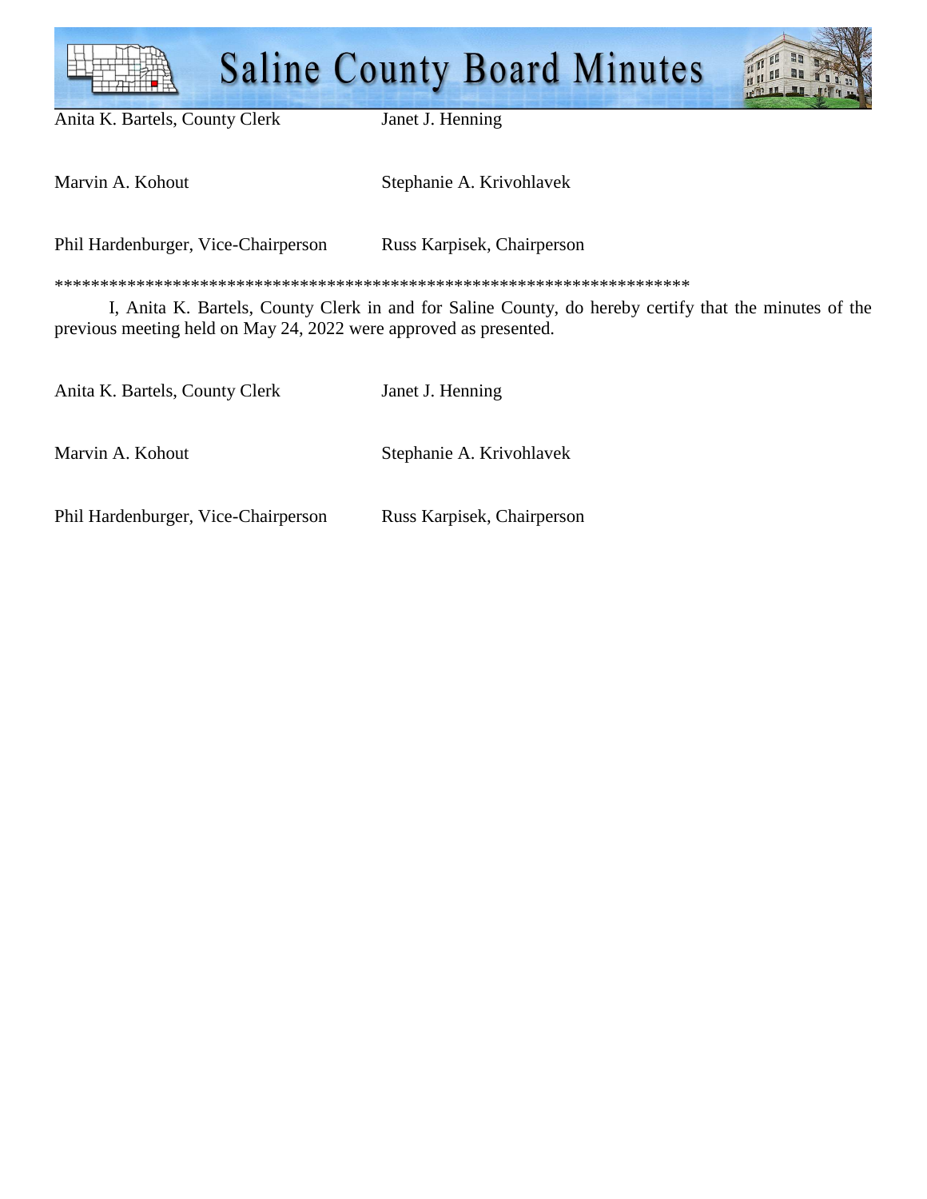Anita K. Bartels, County Clerk　　　　Janet J. Henning

Marvin A. Kohout　　　　Stephanie A. Krivohlavek

Phil Hardenburger, Vice-Chairperson　　　　Russ Karpisek, Chairperson

**********************************************************************

I, Anita K. Bartels, County Clerk in and for Saline County, do hereby certify that the minutes of the previous meeting held on May 24, 2022 were approved as presented.

Anita K. Bartels, County Clerk　　　　Janet J. Henning

Marvin A. Kohout　　　　Stephanie A. Krivohlavek

Phil Hardenburger, Vice-Chairperson　　　　Russ Karpisek, Chairperson